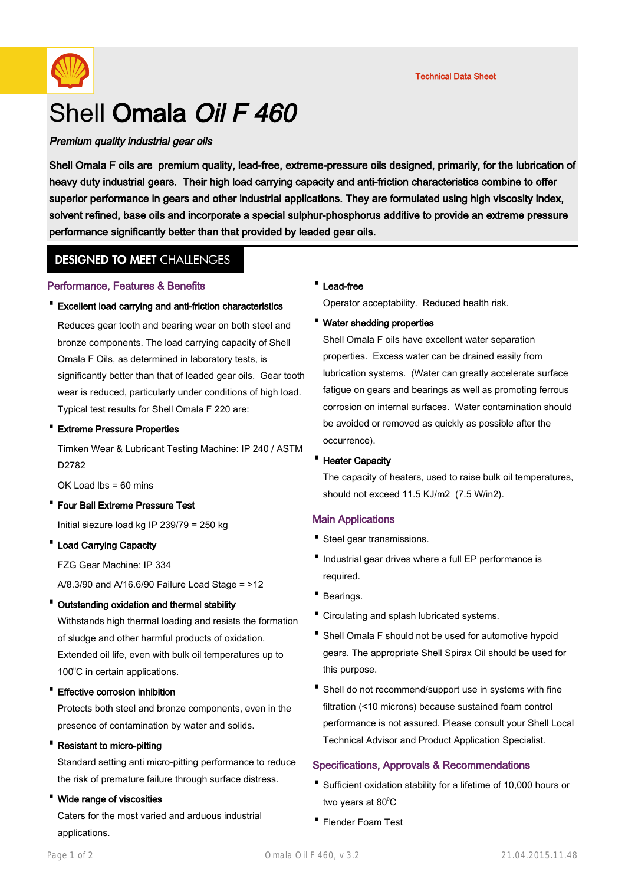Technical Data Sheet

# Shell **Omala** ***Oil F 460***

***Premium quality industrial gear oils***

**Shell Omala F oils are premium quality, lead-free, extreme-pressure oils designed, primarily, for the lubrication of heavy duty industrial gears. Their high load carrying capacity and anti-friction characteristics combine to offer superior performance in gears and other industrial applications. They are formulated using high viscosity index, solvent refined, base oils and incorporate a special sulphur-phosphorus additive to provide an extreme pressure performance significantly better than that provided by leaded gear oils.**

## DESIGNED TO MEET CHALLENGES

### Performance, Features & Benefits

- **Excellent load carrying and anti-friction characteristics**

  Reduces gear tooth and bearing wear on both steel and bronze components. The load carrying capacity of Shell Omala F Oils, as determined in laboratory tests, is significantly better than that of leaded gear oils. Gear tooth wear is reduced, particularly under conditions of high load. Typical test results for Shell Omala F 220 are:

- **Extreme Pressure Properties**

  Timken Wear & Lubricant Testing Machine: IP 240 / ASTM D2782

  OK Load lbs = 60 mins

- **Four Ball Extreme Pressure Test**

  Initial siezure load kg IP 239/79 = 250 kg

- **Load Carrying Capacity**

  FZG Gear Machine: IP 334

  A/8.3/90 and A/16.6/90 Failure Load Stage = >12

- **Outstanding oxidation and thermal stability**

  Withstands high thermal loading and resists the formation of sludge and other harmful products of oxidation. Extended oil life, even with bulk oil temperatures up to 100°C in certain applications.

- **Effective corrosion inhibition**

  Protects both steel and bronze components, even in the presence of contamination by water and solids.

- **Resistant to micro-pitting**

  Standard setting anti micro-pitting performance to reduce the risk of premature failure through surface distress.

- **Wide range of viscosities**

  Caters for the most varied and arduous industrial applications.

- **Lead-free**

  Operator acceptability. Reduced health risk.

- **Water shedding properties**

  Shell Omala F oils have excellent water separation properties. Excess water can be drained easily from lubrication systems. (Water can greatly accelerate surface fatigue on gears and bearings as well as promoting ferrous corrosion on internal surfaces. Water contamination should be avoided or removed as quickly as possible after the occurrence).

- **Heater Capacity**

  The capacity of heaters, used to raise bulk oil temperatures, should not exceed 11.5 KJ/m2 (7.5 W/in2).

### Main Applications

- Steel gear transmissions.
- Industrial gear drives where a full EP performance is required.
- Bearings.
- Circulating and splash lubricated systems.
- Shell Omala F should not be used for automotive hypoid gears. The appropriate Shell Spirax Oil should be used for this purpose.
- Shell do not recommend/support use in systems with fine filtration (<10 microns) because sustained foam control performance is not assured. Please consult your Shell Local Technical Advisor and Product Application Specialist.

### Specifications, Approvals & Recommendations

- Sufficient oxidation stability for a lifetime of 10,000 hours or two years at 80°C
- Flender Foam Test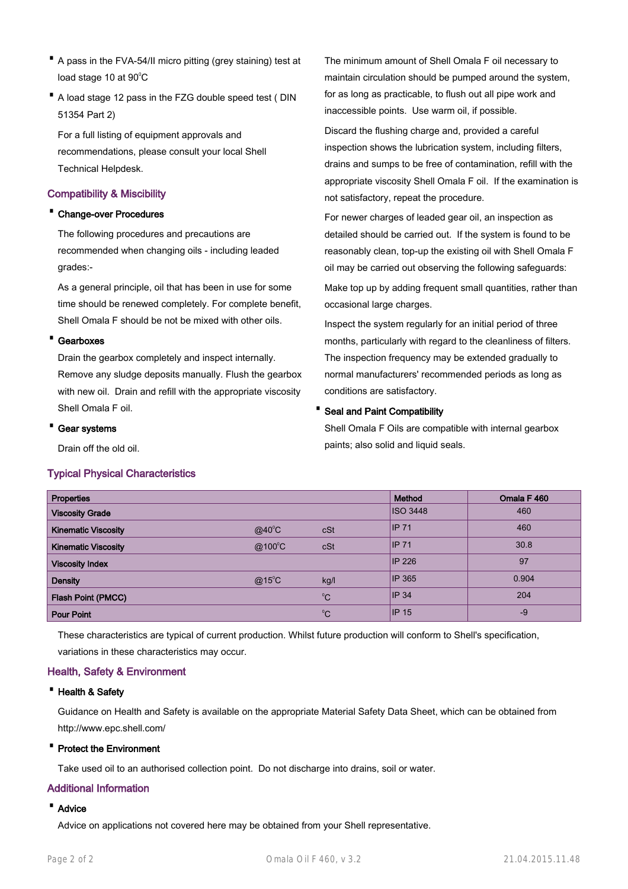- A pass in the FVA-54/II micro pitting (grey staining) test at load stage 10 at 90°C
- A load stage 12 pass in the FZG double speed test ( DIN 51354 Part 2)

For a full listing of equipment approvals and recommendations, please consult your local Shell Technical Helpdesk.

## Compatibility & Miscibility

- **Change-over Procedures**

The following procedures and precautions are recommended when changing oils - including leaded grades:-

As a general principle, oil that has been in use for some time should be renewed completely. For complete benefit, Shell Omala F should be not be mixed with other oils.

- **Gearboxes**

Drain the gearbox completely and inspect internally. Remove any sludge deposits manually. Flush the gearbox with new oil. Drain and refill with the appropriate viscosity Shell Omala F oil.

- **Gear systems**

Drain off the old oil.

The minimum amount of Shell Omala F oil necessary to maintain circulation should be pumped around the system, for as long as practicable, to flush out all pipe work and inaccessible points. Use warm oil, if possible.

Discard the flushing charge and, provided a careful inspection shows the lubrication system, including filters, drains and sumps to be free of contamination, refill with the appropriate viscosity Shell Omala F oil. If the examination is not satisfactory, repeat the procedure.

For newer charges of leaded gear oil, an inspection as detailed should be carried out. If the system is found to be reasonably clean, top-up the existing oil with Shell Omala F oil may be carried out observing the following safeguards:

Make top up by adding frequent small quantities, rather than occasional large charges.

Inspect the system regularly for an initial period of three months, particularly with regard to the cleanliness of filters. The inspection frequency may be extended gradually to normal manufacturers' recommended periods as long as conditions are satisfactory.

- **Seal and Paint Compatibility**

Shell Omala F Oils are compatible with internal gearbox paints; also solid and liquid seals.

## Typical Physical Characteristics

| Properties | | | Method | Omala F 460 |
|---|---|---|---|---|
| Viscosity Grade | | | ISO 3448 | 460 |
| Kinematic Viscosity | @40°C | cSt | IP 71 | 460 |
| Kinematic Viscosity | @100°C | cSt | IP 71 | 30.8 |
| Viscosity Index | | | IP 226 | 97 |
| Density | @15°C | kg/l | IP 365 | 0.904 |
| Flash Point (PMCC) | | °C | IP 34 | 204 |
| Pour Point | | °C | IP 15 | -9 |

These characteristics are typical of current production. Whilst future production will conform to Shell's specification, variations in these characteristics may occur.

## Health, Safety & Environment

- **Health & Safety**

Guidance on Health and Safety is available on the appropriate Material Safety Data Sheet, which can be obtained from http://www.epc.shell.com/

- **Protect the Environment**

Take used oil to an authorised collection point. Do not discharge into drains, soil or water.

## Additional Information

- **Advice**

Advice on applications not covered here may be obtained from your Shell representative.